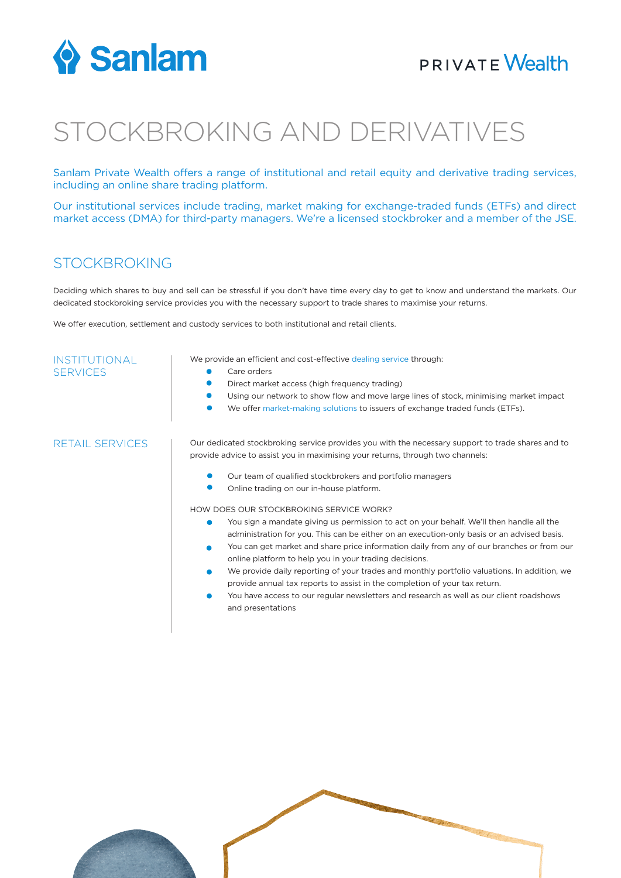Sanlam

PRIVATE Wealth

# STOCKBROKING AND DERIVATIVES

Sanlam Private Wealth offers a range of institutional and retail equity and derivative trading services, including an online share trading platform.

Our institutional services include trading, market making for exchange-traded funds (ETFs) and direct market access (DMA) for third-party managers. We're a licensed stockbroker and a member of the JSE.

## STOCKBROKING

Deciding which shares to buy and sell can be stressful if you don't have time every day to get to know and understand the markets. Our dedicated stockbroking service provides you with the necessary support to trade shares to maximise your returns.

We offer execution, settlement and custody services to both institutional and retail clients.

### INSTITUTIONAL SERVICES

We provide an efficient and cost-effective dealing service through:

- Care orders
- Direct market access (high frequency trading)
- Using our network to show flow and move large lines of stock, minimising market impact
- We offer market-making solutions to issuers of exchange traded funds (ETFs).

### RETAIL SERVICES

Our dedicated stockbroking service provides you with the necessary support to trade shares and to provide advice to assist you in maximising your returns, through two channels:

- Our team of qualified stockbrokers and portfolio managers
- Online trading on our in-house platform.

HOW DOES OUR STOCKBROKING SERVICE WORK?

- You sign a mandate giving us permission to act on your behalf. We'll then handle all the administration for you. This can be either on an execution-only basis or an advised basis.
- You can get market and share price information daily from any of our branches or from our online platform to help you in your trading decisions.
- We provide daily reporting of your trades and monthly portfolio valuations. In addition, we provide annual tax reports to assist in the completion of your tax return.
- You have access to our regular newsletters and research as well as our client roadshows and presentations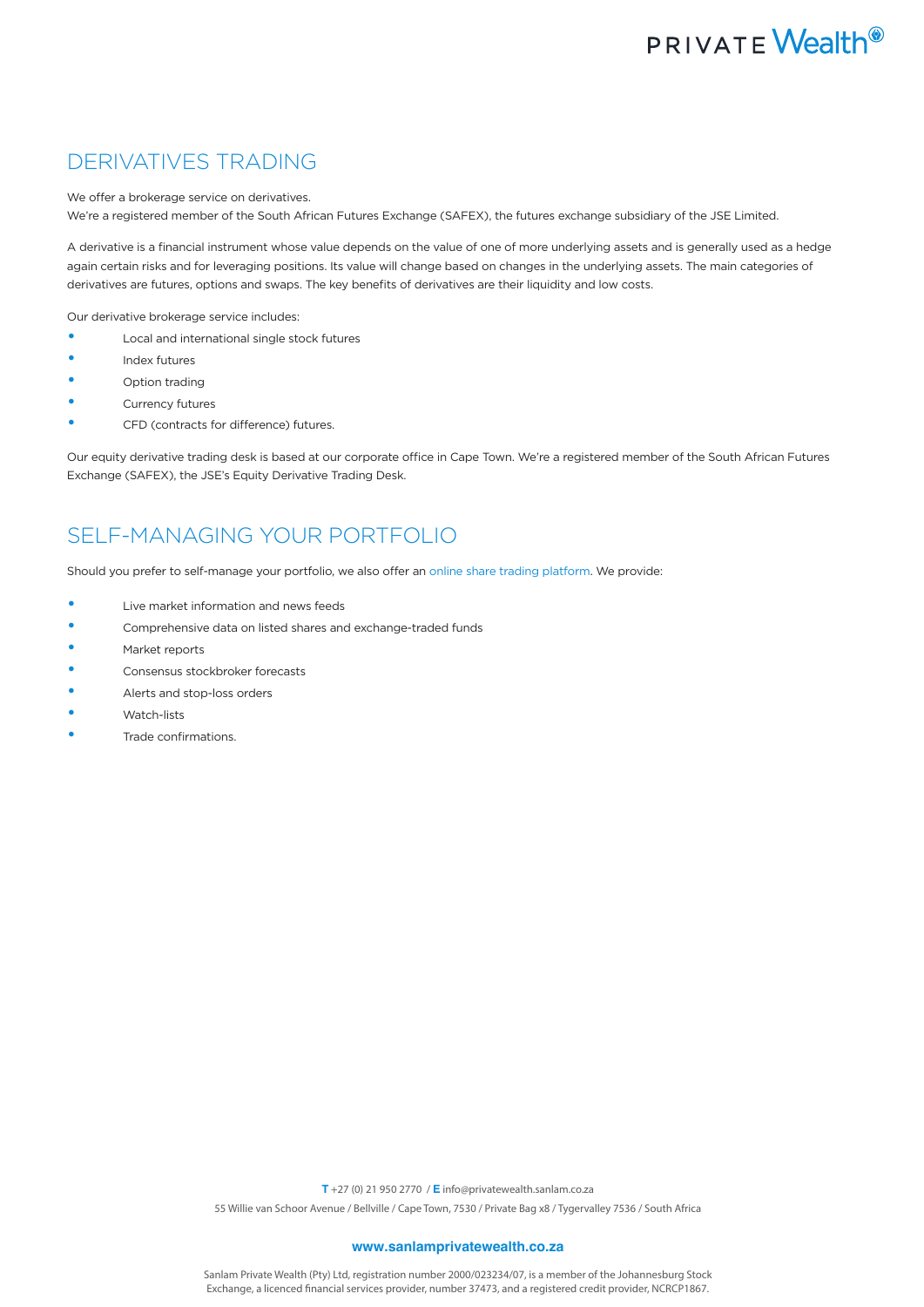## DERIVATIVES TRADING

We offer a brokerage service on derivatives.
We're a registered member of the South African Futures Exchange (SAFEX), the futures exchange subsidiary of the JSE Limited.

A derivative is a financial instrument whose value depends on the value of one of more underlying assets and is generally used as a hedge again certain risks and for leveraging positions. Its value will change based on changes in the underlying assets. The main categories of derivatives are futures, options and swaps. The key benefits of derivatives are their liquidity and low costs.

Our derivative brokerage service includes:

- Local and international single stock futures
- Index futures
- Option trading
- Currency futures
- CFD (contracts for difference) futures.

Our equity derivative trading desk is based at our corporate office in Cape Town. We're a registered member of the South African Futures Exchange (SAFEX), the JSE's Equity Derivative Trading Desk.

## SELF-MANAGING YOUR PORTFOLIO

Should you prefer to self-manage your portfolio, we also offer an online share trading platform. We provide:

- Live market information and news feeds
- Comprehensive data on listed shares and exchange-traded funds
- Market reports
- Consensus stockbroker forecasts
- Alerts and stop-loss orders
- Watch-lists
- Trade confirmations.

**T** +27 (0) 21 950 2770 / **E** info@privatewealth.sanlam.co.za
55 Willie van Schoor Avenue / Bellville / Cape Town, 7530 / Private Bag x8 / Tygervalley 7536 / South Africa

**www.sanlamprivatewealth.co.za**

Sanlam Private Wealth (Pty) Ltd, registration number 2000/023234/07, is a member of the Johannesburg Stock Exchange, a licenced financial services provider, number 37473, and a registered credit provider, NCRCP1867.